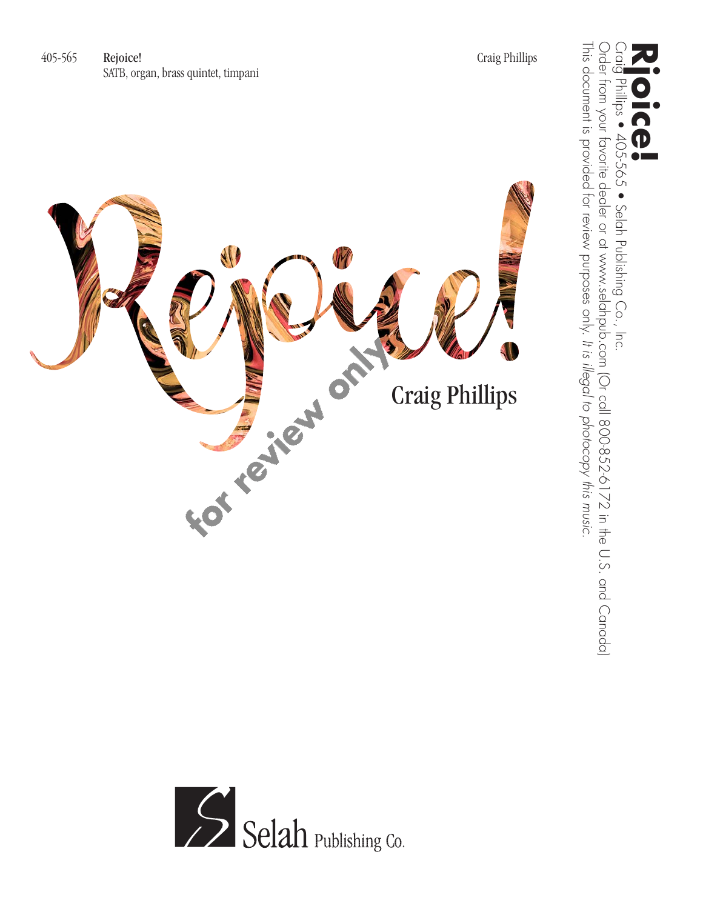405-565 **Rejoice!** Craig Phillips

SATB, organ, brass quintet, timpani

# Rejoice!

## Craig Phillips

for review only

**Rjoice!**

Craig Phillips • 405-565 • Selah Publishing Co., Inc.

Order from your favorite dealer or at www.selahpub.com (Or call 800-852-6172 in the U.S. and Canada)

This document is provided for review purposes only. *It is illegal to photocopy this music.*

Selah Publishing Co.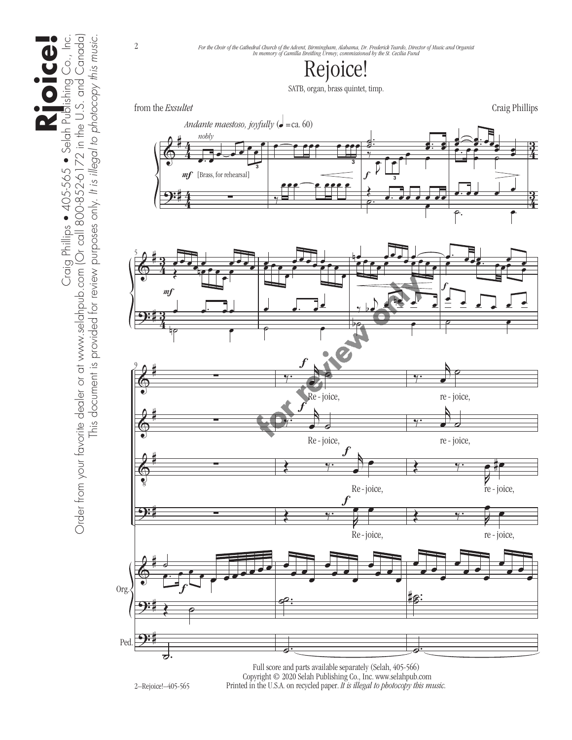*For the Choir of the Cathedral Church of the Advent, Birmingham, Alabama, Dr. Frederick Teardo, Director of Music and Organist*
*In memory of Camilla Breilling Urmey, commissioned by the St. Cecilia Fund*

# Rejoice!

SATB, organ, brass quintet, timp.

from the *Exsultet*

Craig Phillips

*Andante maestoso, joyfully* (♩ = ca. 60)

*nobly*

*mf* [Brass, for rehearsal]

Re - joice, re - joice,

Re - joice, re - joice,

Re - joice, re - joice,

Re - joice, re - joice,

Org.

Ped.

Full score and parts available separately (Selah, 405-566)
Copyright © 2020 Selah Publishing Co., Inc. www.selahpub.com
Printed in the U.S.A. on recycled paper. *It is illegal to photocopy this music.*

Craig Phillips • 405-565 • Selah Publishing Co., Inc.
Order from your favorite dealer or at www.selahpub.com (Or call 800-852-6172 in the U.S. and Canada)
This document is provided for review purposes only. *It is illegal to photocopy this music.*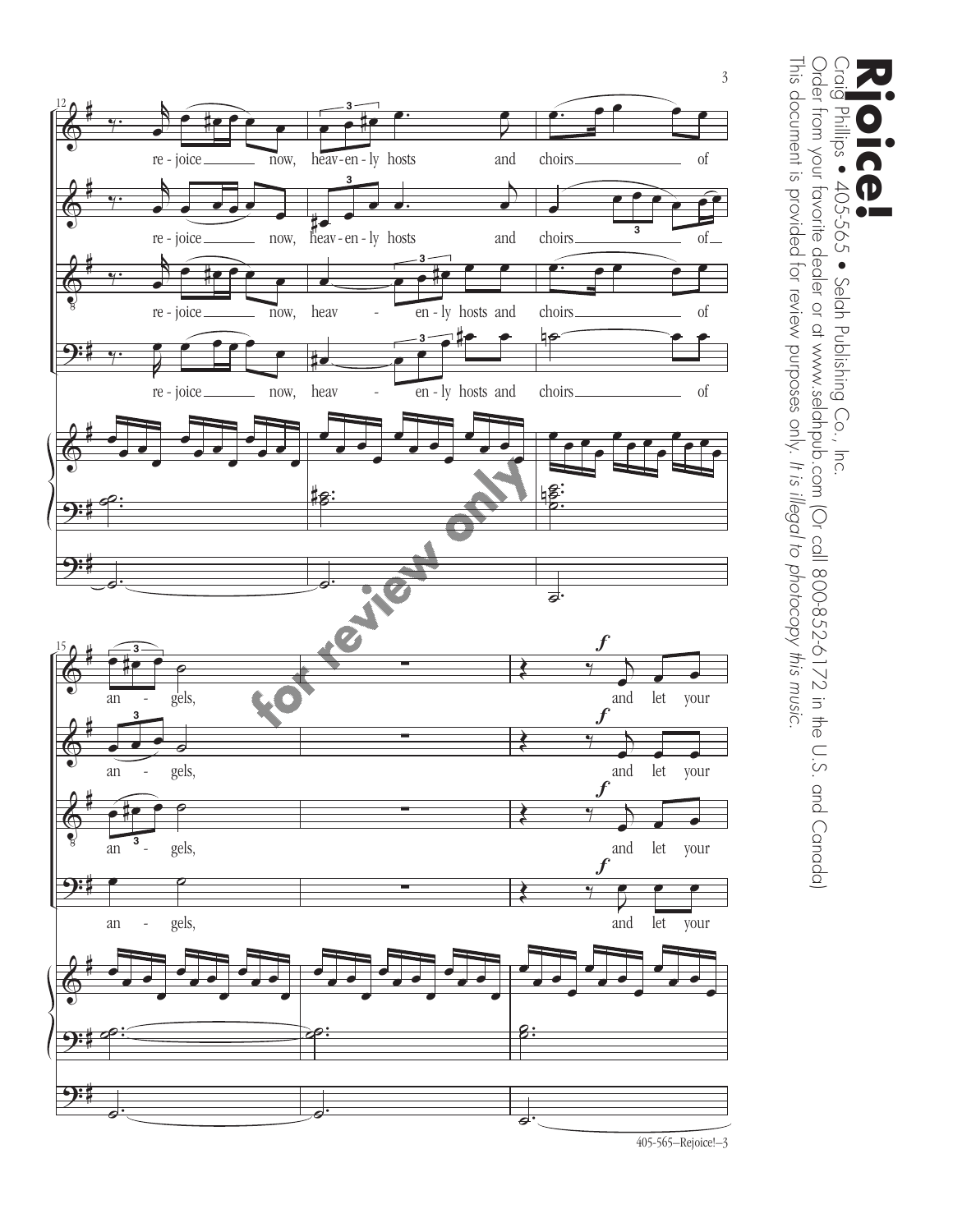Rejoice!

Craig Phillips • 405-565 • Selah Publishing Co., Inc.

Order from your favorite dealer or at www.selahpub.com (Or call 800-852-6172 in the U.S. and Canada)

This document is provided for review purposes only. *It is illegal to photocopy this music.*

re - joice now, heav-en-ly hosts and choirs of

an - gels,

*f*

and let your

for review only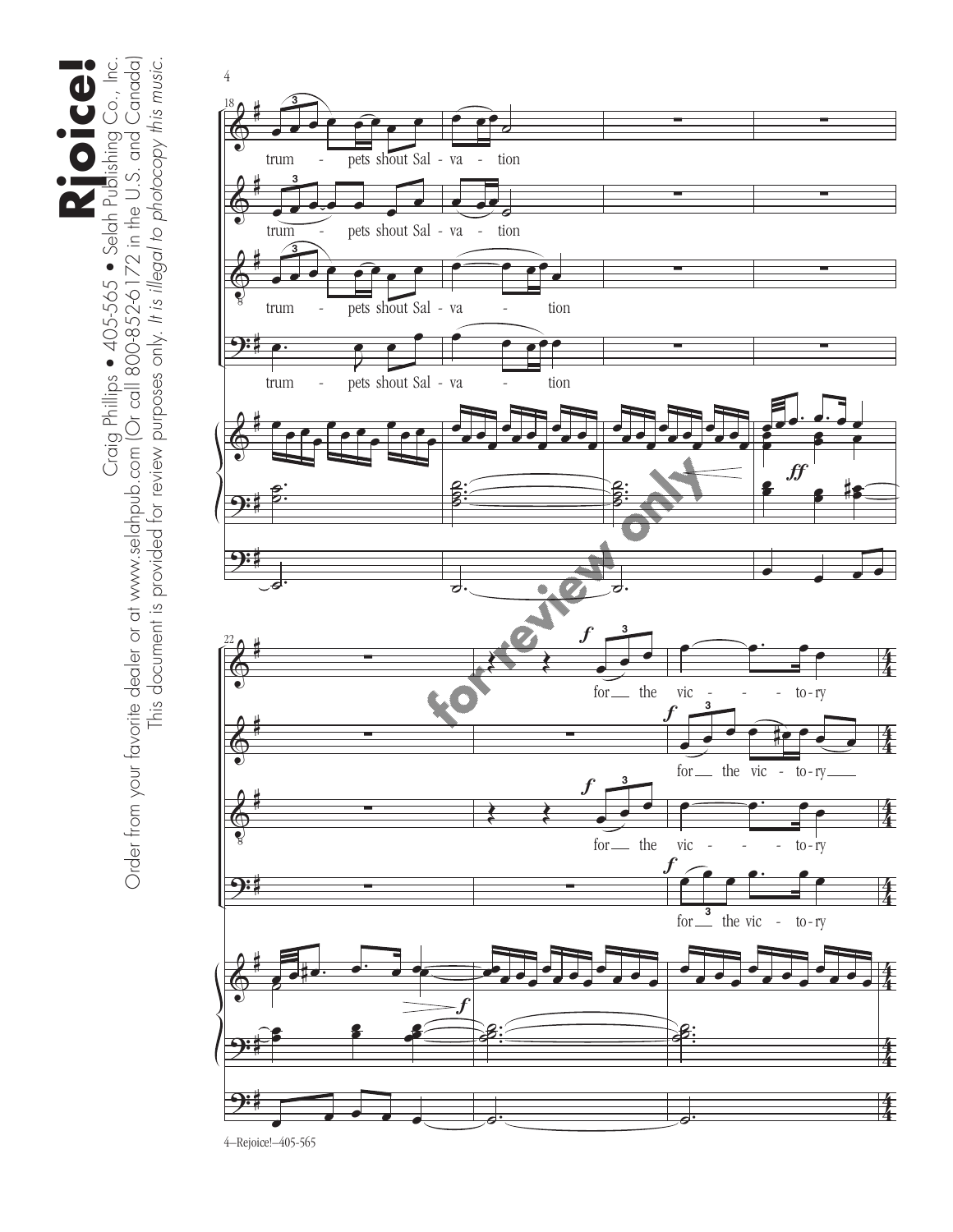Craig Phillips • 405-565 • Selah Publishing Co., Inc.

Order from your favorite dealer or at www.selahpub.com (Or call 800-852-6172 in the U.S. and Canada)

This document is provided for review purposes only. *It is illegal to photocopy this music.*

trum - pets shout Sal - va - tion

for the vic - to - ry

4–Rejoice!–405-565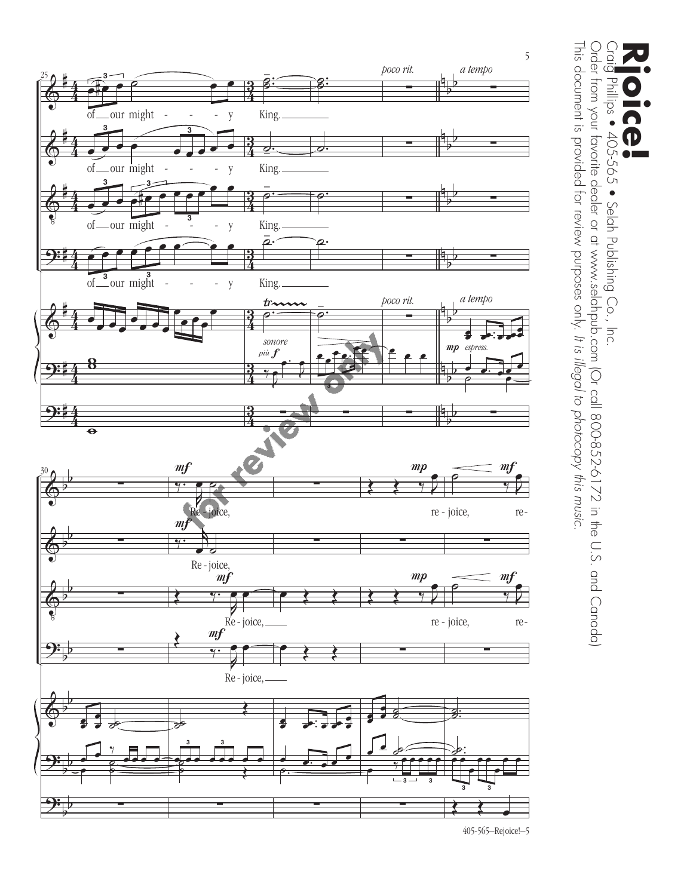# Rjoice!

Craig Phillips • 405-565 • Selah Publishing Co., Inc.

Order from your favorite dealer or at www.selahpub.com (Or call 800-852-6172 in the U.S. and Canada)

This document is provided for review purposes only. *It is illegal to photocopy this music.*

25

of our might - - - y King.

*poco rit.* *a tempo*

*sonore* *più* ***f***

***mp*** *espress.*

30

***mf*** Re - joice, ***mp*** re - joice, ***mf*** re-

***mf*** Re - joice,

***mf*** Re - joice, ***mp*** re - joice, ***mf*** re-

***mf*** Re - joice,

for review only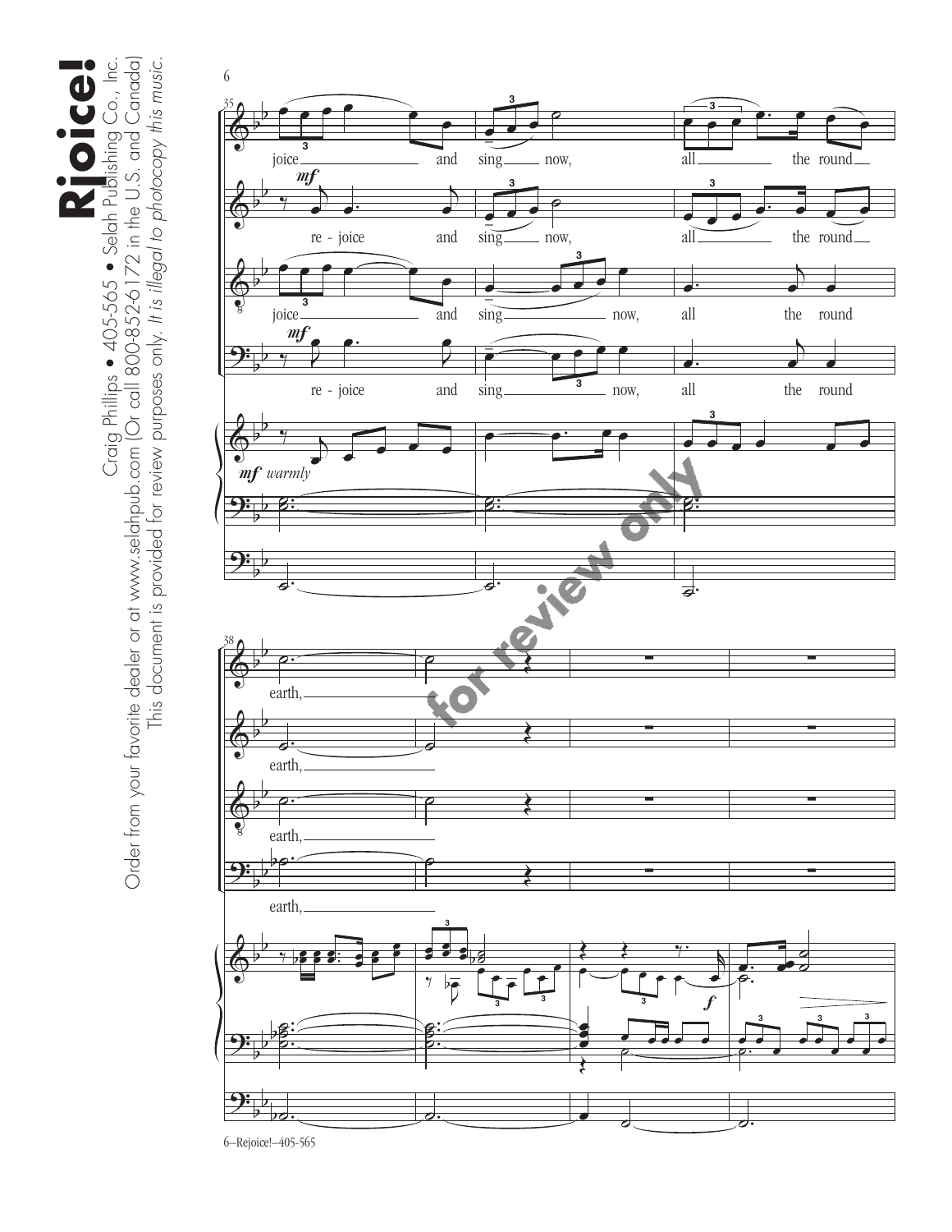joice and sing now, all the round earth,

*mf* re - joice and sing now, all the round earth,

joice and sing now, all the round earth,

*mf* re - joice and sing now, all the round earth,

*mf warmly*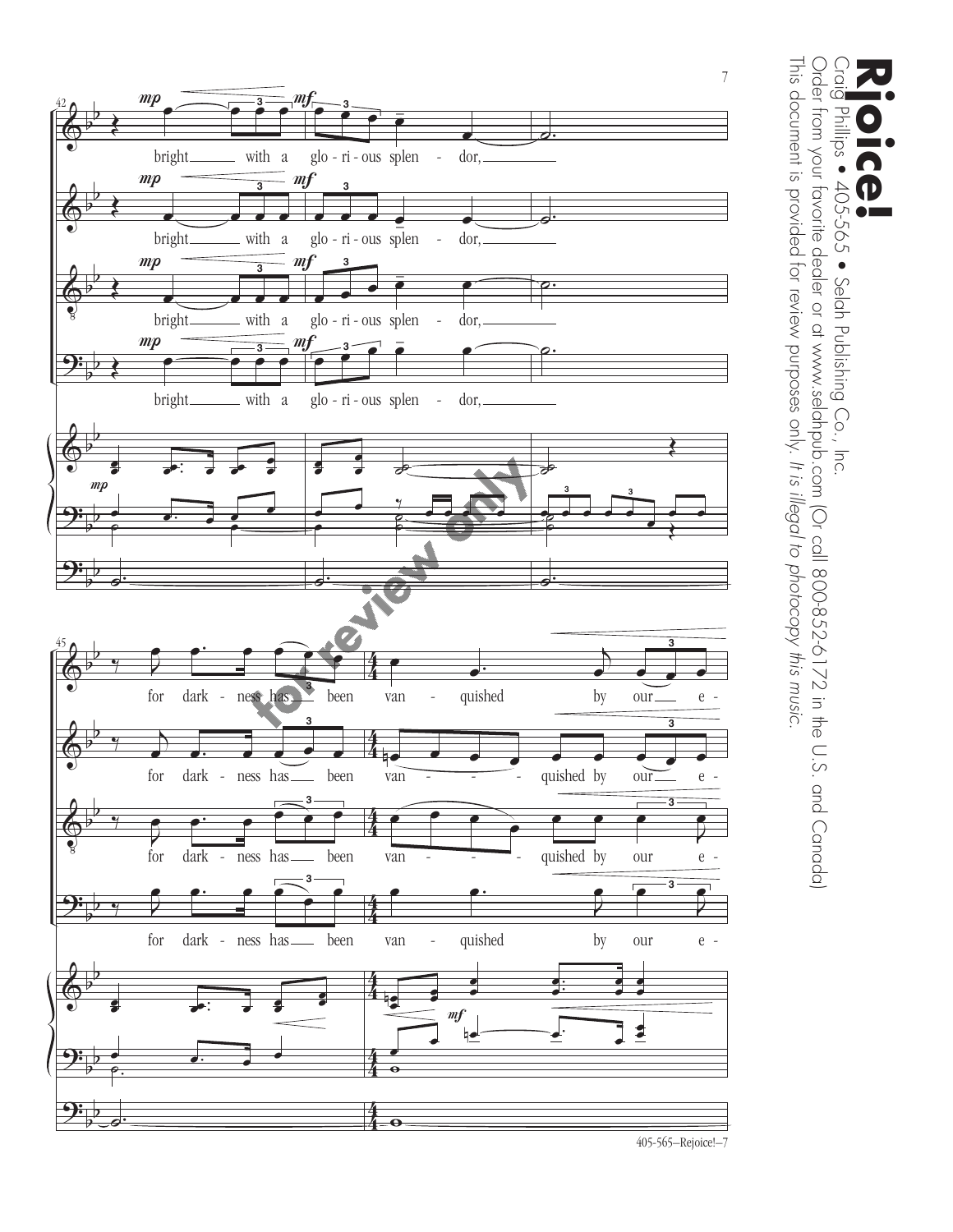# Rejoice!

Craig Phillips • 405-565 • Selah Publishing Co., Inc.

Order from your favorite dealer or at www.selahpub.com (Or call 800-852-6172 in the U.S. and Canada)

This document is provided for review purposes only. *It is illegal to photocopy this music.*

bright with a glo - ri - ous splen - dor,

for dark - ness has been van - quished by our e -

for review only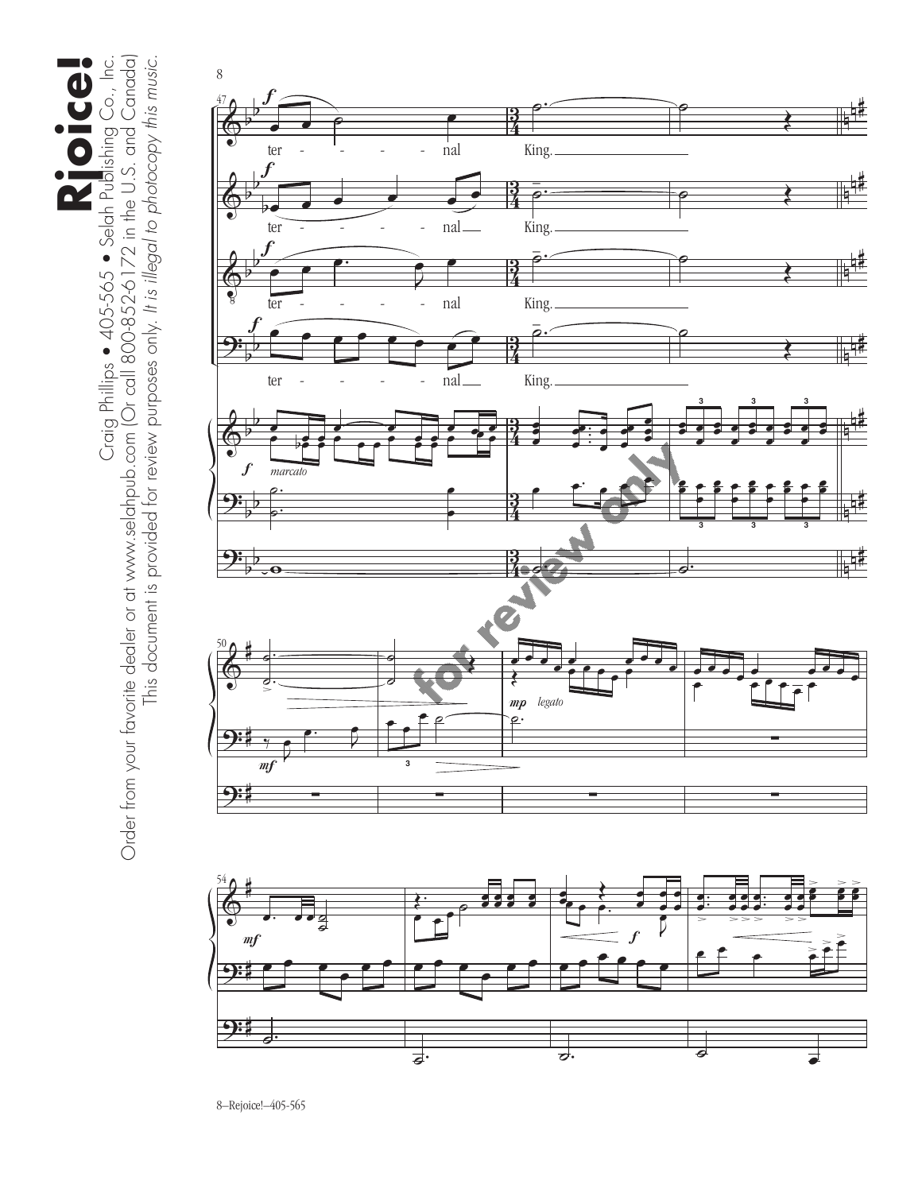Rjoice!

Craig Phillips • 405-565 • Selah Publishing Co., Inc.

Order from your favorite dealer or at www.selahpub.com (Or call 800-852-6172 in the U.S. and Canada)

This document is provided for review purposes only. *It is illegal to photocopy this music.*

ter - - - - - nal King.

ter - - - - - nal King.

ter - - - - - nal King.

ter - - - - - nal King.

*marcato*

*legato*

for review only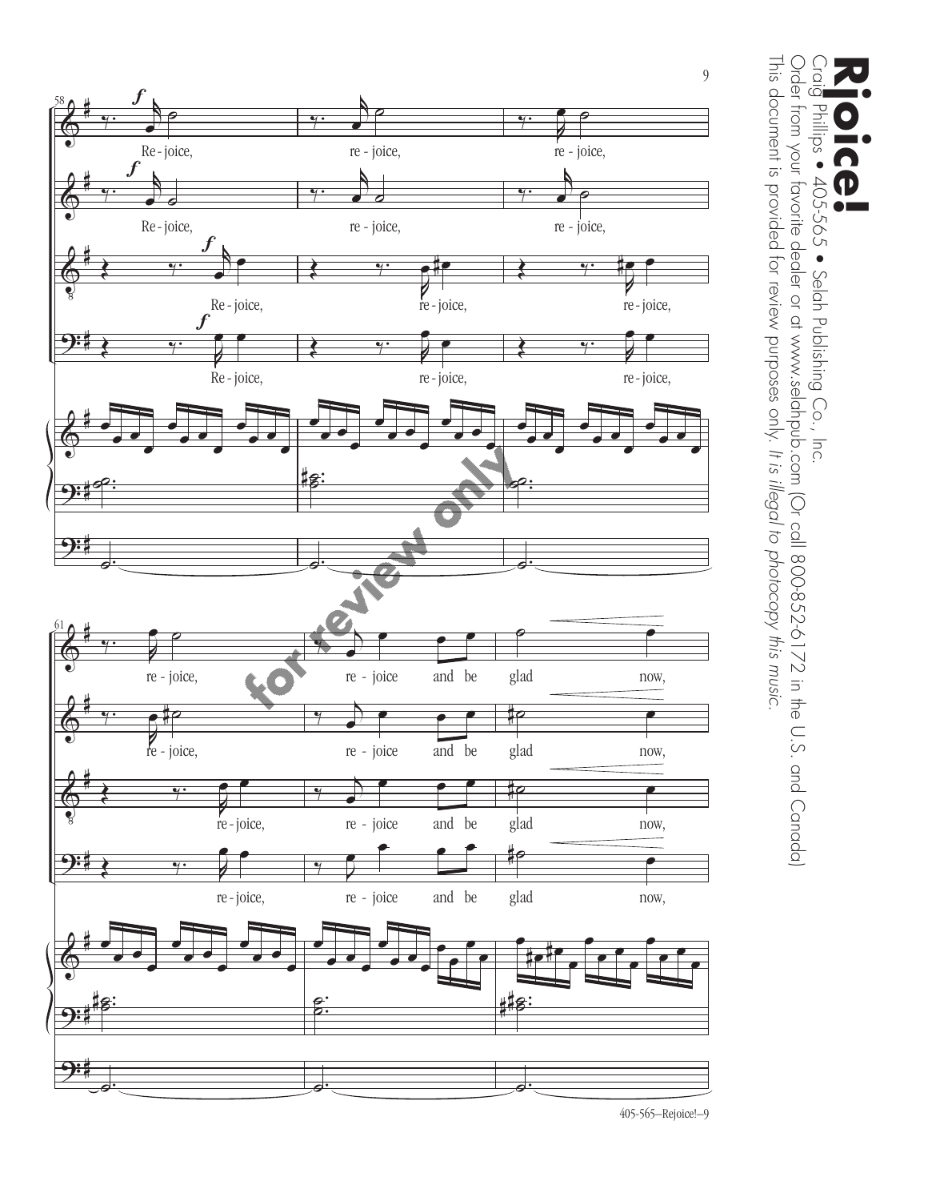**Rjoice!**
Craig Phillips • 405-565 • Selah Publishing Co., Inc.
Order from your favorite dealer or at www.selahpub.com (Or call 800-852-6172 in the U.S. and Canada)
This document is provided for review purposes only. *It is illegal to photocopy this music.*

58

Re - joice, re - joice, re - joice,

61

re - joice, re - joice and be glad now,

for review only

405-565–Rejoice!–9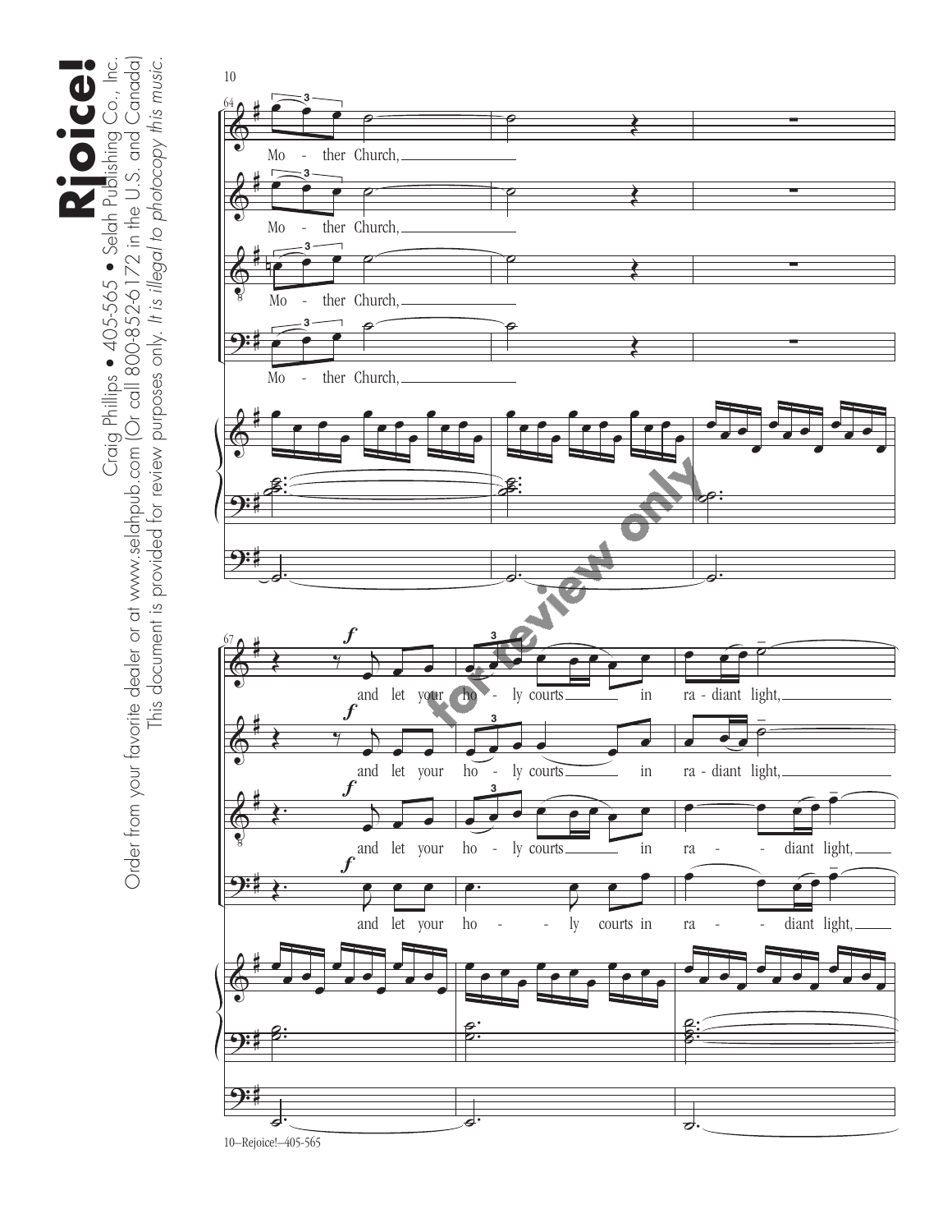Mo - ther Church,

and let your ho - ly courts in ra - diant light,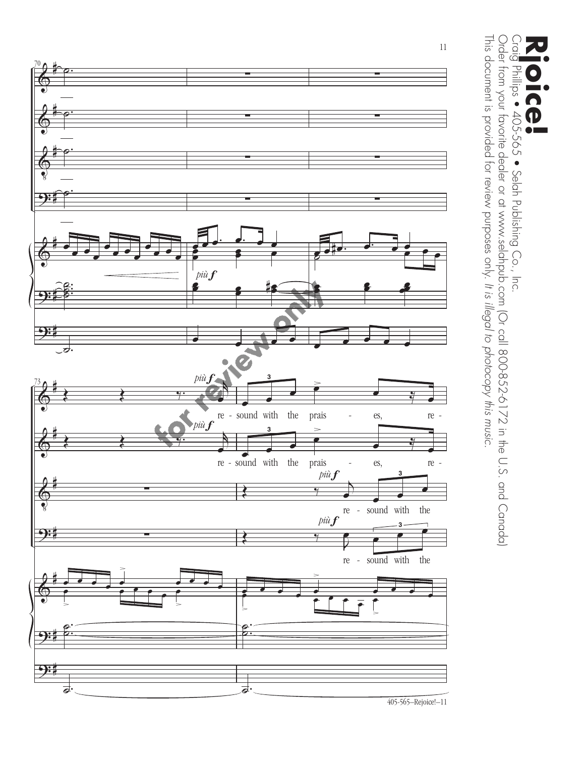piu f

re - sound with the prais - es, re -

re - sound with the prais - es, re -

re - sound with the

re - sound with the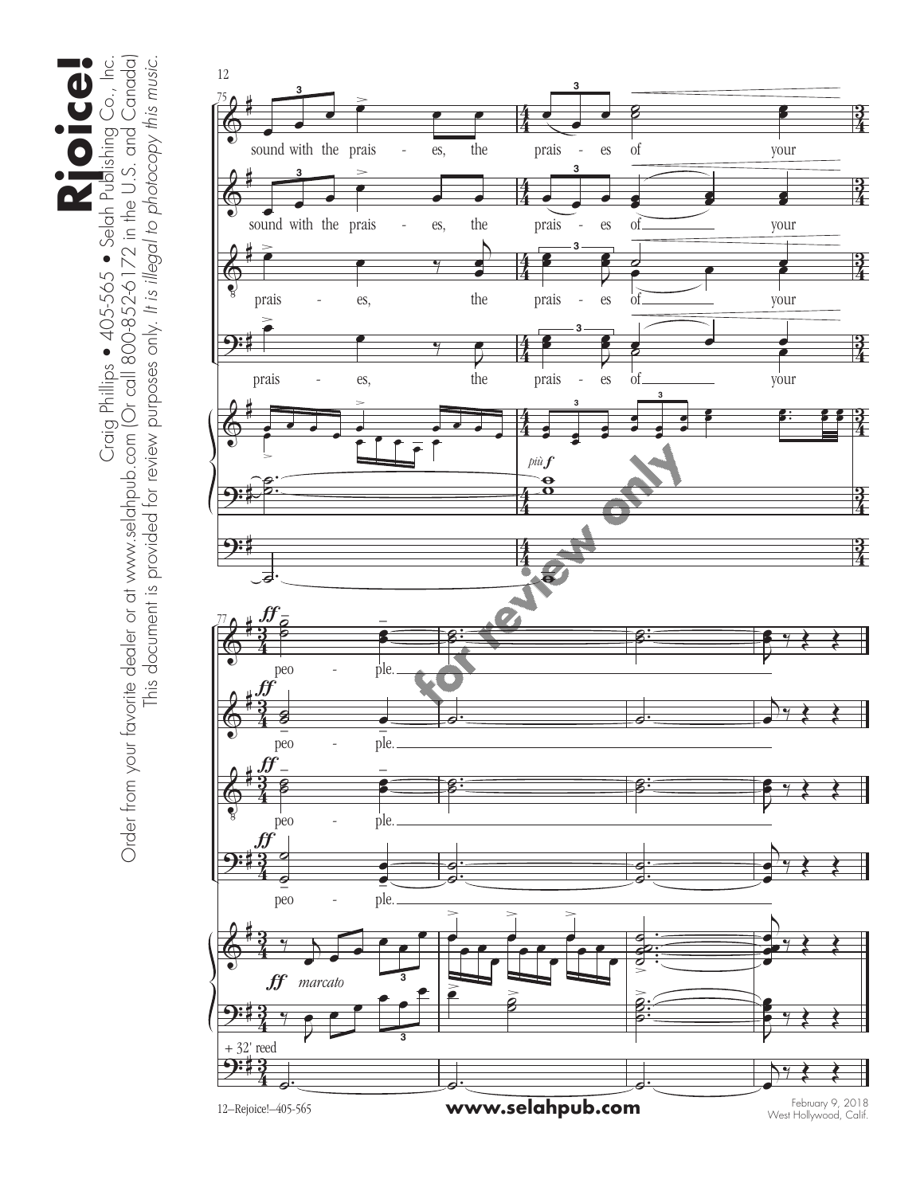sound with the prais - es, the prais - es of your

sound with the prais - es, the prais - es of your

prais - es, the prais - es of your

prais - es, the prais - es of your

più f

peo - ple.

peo - ple.

peo - ple.

peo - ple.

ff marcato

+ 32' reed

February 9, 2018
West Hollywood, Calif.